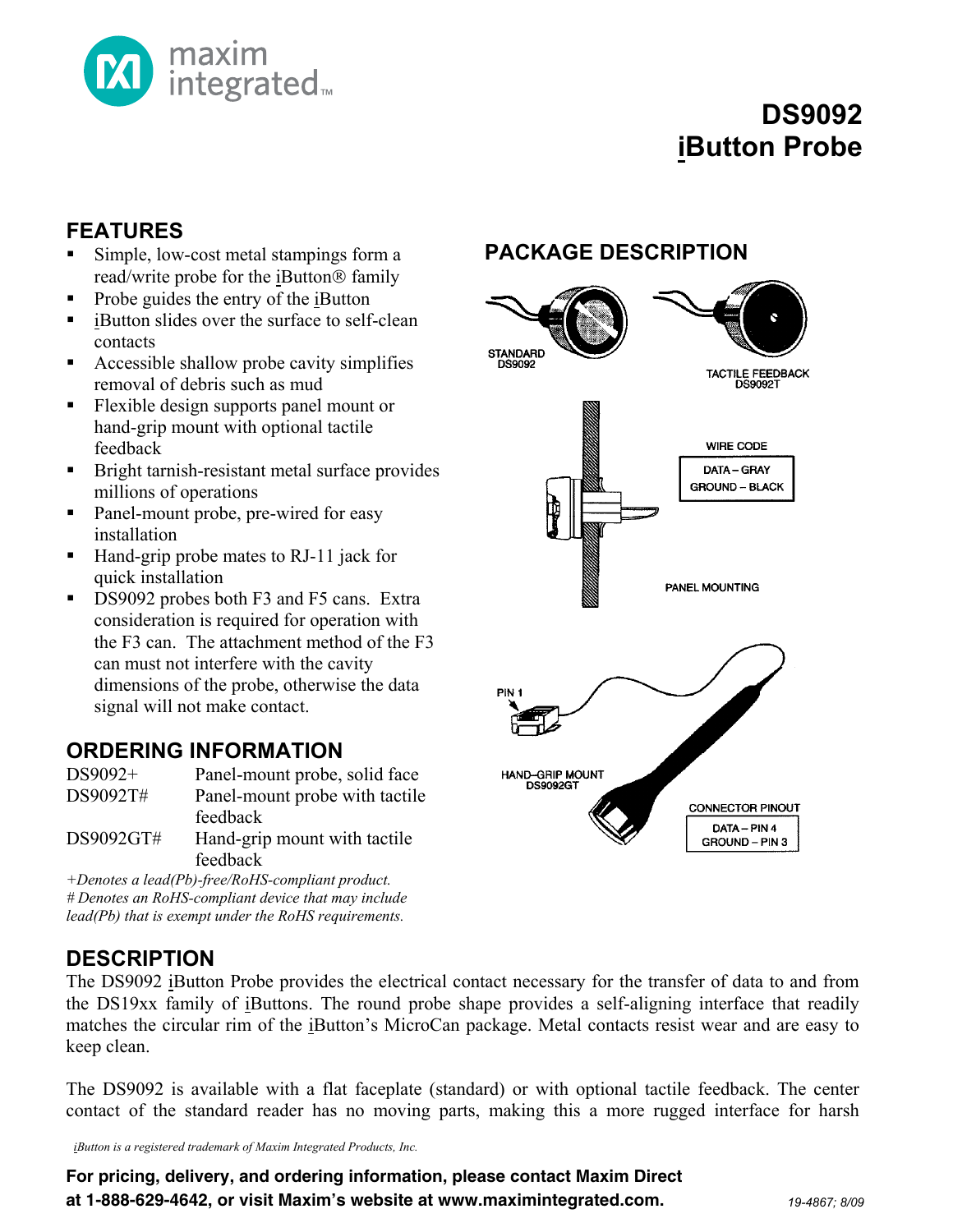# DS9092 iButton Probe

## FEATURES

- Simple, low-cost metal stampings form a read/write probe for the iButton® family
- Probe guides the entry of the iButton
- iButton slides over the surface to self-clean contacts
- Accessible shallow probe cavity simplifies removal of debris such as mud
- Flexible design supports panel mount or hand-grip mount with optional tactile feedback
- Bright tarnish-resistant metal surface provides millions of operations
- Panel-mount probe, pre-wired for easy installation
- Hand-grip probe mates to RJ-11 jack for quick installation
- DS9092 probes both F3 and F5 cans. Extra consideration is required for operation with the F3 can. The attachment method of the F3 can must not interfere with the cavity dimensions of the probe, otherwise the data signal will not make contact.

## PACKAGE DESCRIPTION

STANDARD DS9092

TACTILE FEEDBACK DS9092T

WIRE CODE

| DATA – GRAY |
|---|
| GROUND – BLACK |

PANEL MOUNTING

PIN 1

HAND-GRIP MOUNT DS9092GT

CONNECTOR PINOUT

| DATA – PIN 4 |
|---|
| GROUND – PIN 3 |

## ORDERING INFORMATION

| | |
|---|---|
| DS9092+ | Panel-mount probe, solid face |
| DS9092T# | Panel-mount probe with tactile feedback |
| DS9092GT# | Hand-grip mount with tactile feedback |

*+Denotes a lead(Pb)-free/RoHS-compliant product.*
*# Denotes an RoHS-compliant device that may include lead(Pb) that is exempt under the RoHS requirements.*

## DESCRIPTION

The DS9092 iButton Probe provides the electrical contact necessary for the transfer of data to and from the DS19xx family of iButtons. The round probe shape provides a self-aligning interface that readily matches the circular rim of the iButton's MicroCan package. Metal contacts resist wear and are easy to keep clean.

The DS9092 is available with a flat faceplate (standard) or with optional tactile feedback. The center contact of the standard reader has no moving parts, making this a more rugged interface for harsh

*iButton is a registered trademark of Maxim Integrated Products, Inc.*

**For pricing, delivery, and ordering information, please contact Maxim Direct at 1-888-629-4642, or visit Maxim's website at www.maximintegrated.com.**

19-4867; 8/09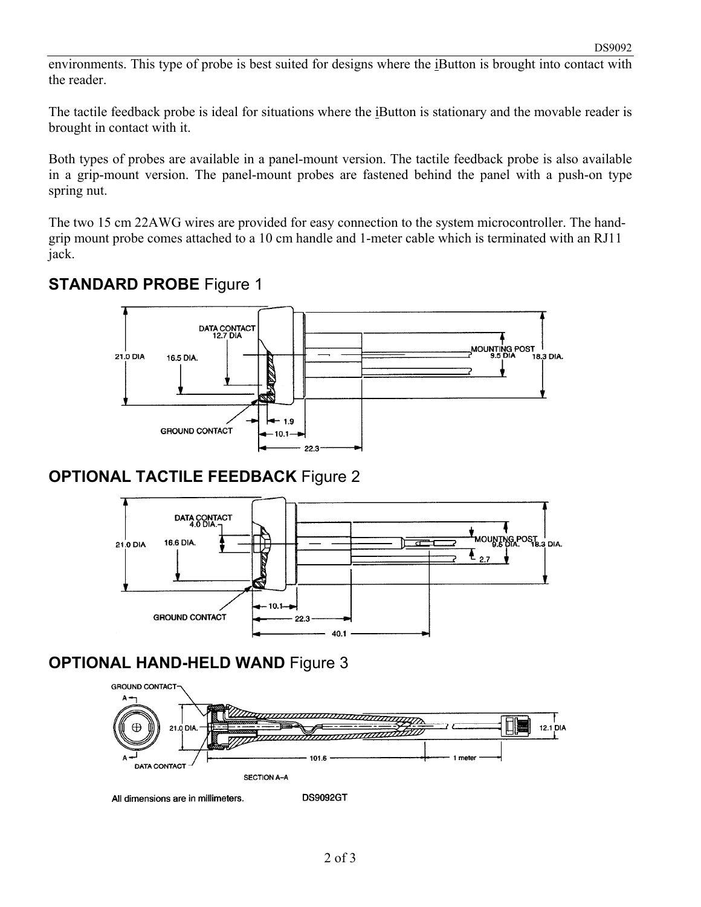environments. This type of probe is best suited for designs where the iButton is brought into contact with the reader.

The tactile feedback probe is ideal for situations where the iButton is stationary and the movable reader is brought in contact with it.

Both types of probes are available in a panel-mount version. The tactile feedback probe is also available in a grip-mount version. The panel-mount probes are fastened behind the panel with a push-on type spring nut.

The two 15 cm 22AWG wires are provided for easy connection to the system microcontroller. The hand-grip mount probe comes attached to a 10 cm handle and 1-meter cable which is terminated with an RJ11 jack.

## STANDARD PROBE Figure 1

DATA CONTACT 12.7 DIA
21.0 DIA
16.5 DIA.
MOUNTING POST 9.5 DIA
18.3 DIA.
GROUND CONTACT
1.9
10.1
22.3

## OPTIONAL TACTILE FEEDBACK Figure 2

DATA CONTACT 4.0 DIA.
21.0 DIA
16.6 DIA.
MOUNTING POST 9.5 DIA.
18.3 DIA.
2.7
GROUND CONTACT
10.1
22.3
40.1

## OPTIONAL HAND-HELD WAND Figure 3

GROUND CONTACT
A
21.0 DIA.
12.1 DIA
A
DATA CONTACT
101.6
1 meter
SECTION A–A

All dimensions are in millimeters.

DS9092GT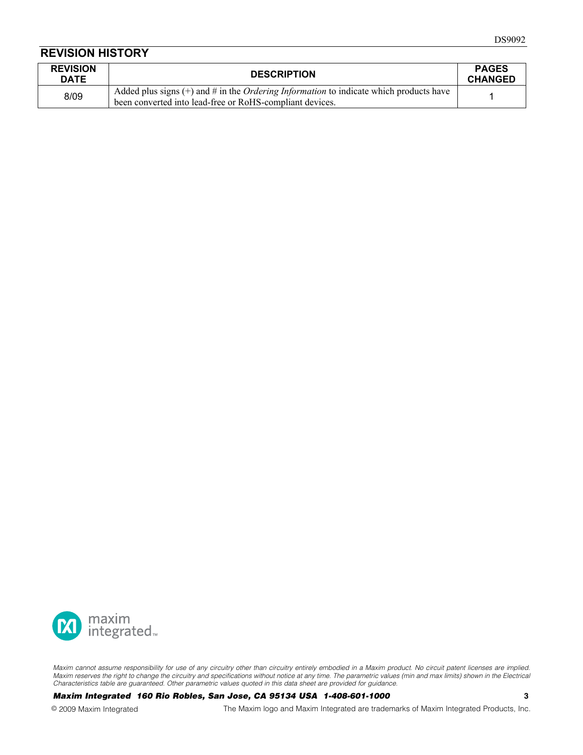## REVISION HISTORY

| REVISION DATE | DESCRIPTION | PAGES CHANGED |
|---|---|---|
| 8/09 | Added plus signs (+) and # in the *Ordering Information* to indicate which products have been converted into lead-free or RoHS-compliant devices. | 1 |

*Maxim cannot assume responsibility for use of any circuitry other than circuitry entirely embodied in a Maxim product. No circuit patent licenses are implied. Maxim reserves the right to change the circuitry and specifications without notice at any time. The parametric values (min and max limits) shown in the Electrical Characteristics table are guaranteed. Other parametric values quoted in this data sheet are provided for guidance.*

***Maxim Integrated 160 Rio Robles, San Jose, CA 95134 USA 1-408-601-1000***

© 2009 Maxim Integrated The Maxim logo and Maxim Integrated are trademarks of Maxim Integrated Products, Inc.